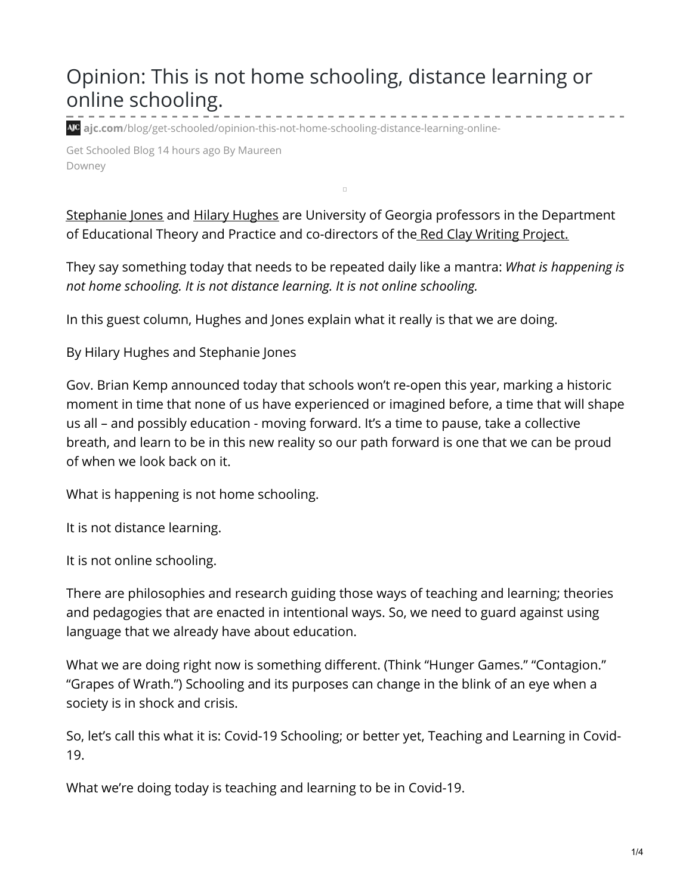# Opinion: This is not home schooling, distance learning or online schooling.

ajc.com/blog/get-schooled/opinion-this-not-home-schooling-distance-learning-online-

Get Schooled Blog 14 hours ago By Maureen Downey

Stephanie Jones and Hilary Hughes are University of Georgia professors in the Department of Educational Theory and Practice and co-directors of the Red Clay Writing Project.

They say something today that needs to be repeated daily like a mantra: *What is happening is not home schooling. It is not distance learning. It is not online schooling.*

In this guest column, Hughes and Jones explain what it really is that we are doing.

By Hilary Hughes and Stephanie Jones

Gov. Brian Kemp announced today that schools won't re-open this year, marking a historic moment in time that none of us have experienced or imagined before, a time that will shape us all – and possibly education - moving forward. It's a time to pause, take a collective breath, and learn to be in this new reality so our path forward is one that we can be proud of when we look back on it.

What is happening is not home schooling.

It is not distance learning.

It is not online schooling.

There are philosophies and research guiding those ways of teaching and learning; theories and pedagogies that are enacted in intentional ways. So, we need to guard against using language that we already have about education.

What we are doing right now is something different. (Think "Hunger Games." "Contagion." "Grapes of Wrath.") Schooling and its purposes can change in the blink of an eye when a society is in shock and crisis.

So, let's call this what it is: Covid-19 Schooling; or better yet, Teaching and Learning in Covid-19.

What we're doing today is teaching and learning to be in Covid-19.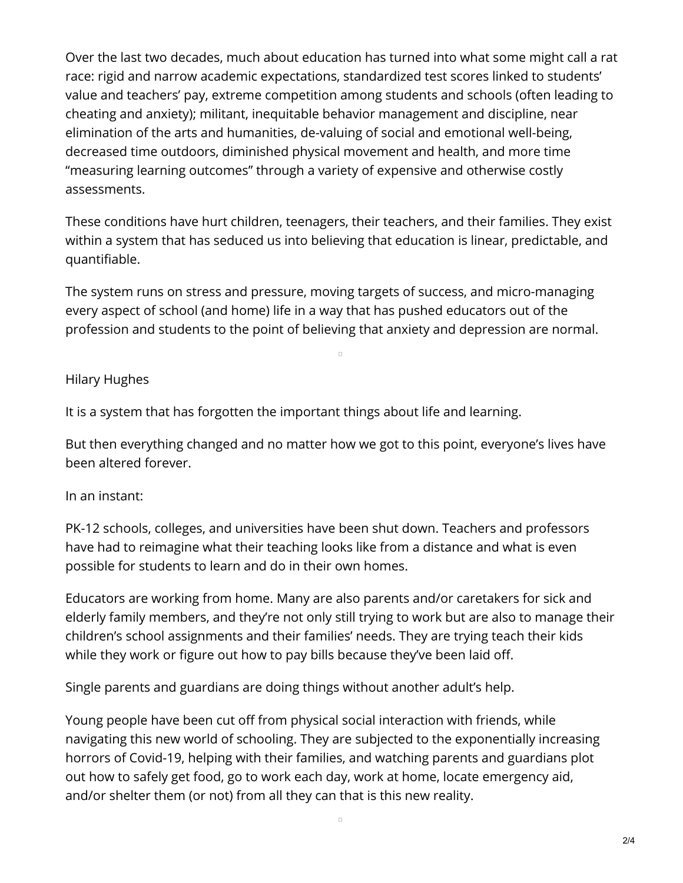Over the last two decades, much about education has turned into what some might call a rat race: rigid and narrow academic expectations, standardized test scores linked to students' value and teachers' pay, extreme competition among students and schools (often leading to cheating and anxiety); militant, inequitable behavior management and discipline, near elimination of the arts and humanities, de-valuing of social and emotional well-being, decreased time outdoors, diminished physical movement and health, and more time "measuring learning outcomes" through a variety of expensive and otherwise costly assessments.

These conditions have hurt children, teenagers, their teachers, and their families. They exist within a system that has seduced us into believing that education is linear, predictable, and quantifiable.

The system runs on stress and pressure, moving targets of success, and micro-managing every aspect of school (and home) life in a way that has pushed educators out of the profession and students to the point of believing that anxiety and depression are normal.

Hilary Hughes

It is a system that has forgotten the important things about life and learning.

But then everything changed and no matter how we got to this point, everyone's lives have been altered forever.

In an instant:

PK-12 schools, colleges, and universities have been shut down. Teachers and professors have had to reimagine what their teaching looks like from a distance and what is even possible for students to learn and do in their own homes.

Educators are working from home. Many are also parents and/or caretakers for sick and elderly family members, and they're not only still trying to work but are also to manage their children's school assignments and their families' needs. They are trying teach their kids while they work or figure out how to pay bills because they've been laid off.

Single parents and guardians are doing things without another adult's help.

Young people have been cut off from physical social interaction with friends, while navigating this new world of schooling. They are subjected to the exponentially increasing horrors of Covid-19, helping with their families, and watching parents and guardians plot out how to safely get food, go to work each day, work at home, locate emergency aid, and/or shelter them (or not) from all they can that is this new reality.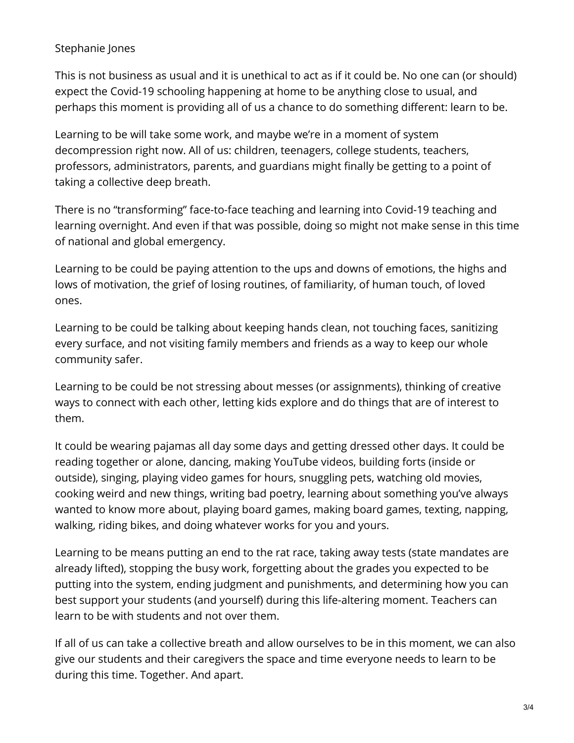Stephanie Jones

This is not business as usual and it is unethical to act as if it could be. No one can (or should) expect the Covid-19 schooling happening at home to be anything close to usual, and perhaps this moment is providing all of us a chance to do something different: learn to be.

Learning to be will take some work, and maybe we're in a moment of system decompression right now. All of us: children, teenagers, college students, teachers, professors, administrators, parents, and guardians might finally be getting to a point of taking a collective deep breath.

There is no "transforming" face-to-face teaching and learning into Covid-19 teaching and learning overnight. And even if that was possible, doing so might not make sense in this time of national and global emergency.

Learning to be could be paying attention to the ups and downs of emotions, the highs and lows of motivation, the grief of losing routines, of familiarity, of human touch, of loved ones.

Learning to be could be talking about keeping hands clean, not touching faces, sanitizing every surface, and not visiting family members and friends as a way to keep our whole community safer.

Learning to be could be not stressing about messes (or assignments), thinking of creative ways to connect with each other, letting kids explore and do things that are of interest to them.

It could be wearing pajamas all day some days and getting dressed other days. It could be reading together or alone, dancing, making YouTube videos, building forts (inside or outside), singing, playing video games for hours, snuggling pets, watching old movies, cooking weird and new things, writing bad poetry, learning about something you've always wanted to know more about, playing board games, making board games, texting, napping, walking, riding bikes, and doing whatever works for you and yours.

Learning to be means putting an end to the rat race, taking away tests (state mandates are already lifted), stopping the busy work, forgetting about the grades you expected to be putting into the system, ending judgment and punishments, and determining how you can best support your students (and yourself) during this life-altering moment. Teachers can learn to be with students and not over them.

If all of us can take a collective breath and allow ourselves to be in this moment, we can also give our students and their caregivers the space and time everyone needs to learn to be during this time. Together. And apart.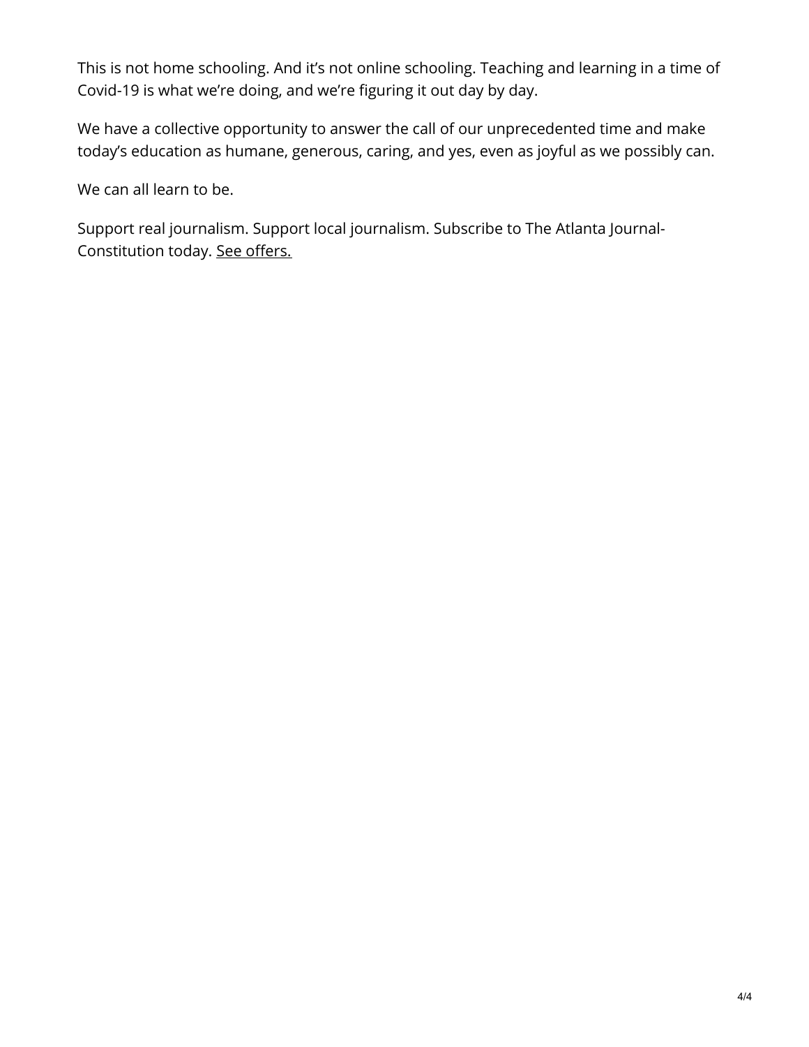This is not home schooling. And it's not online schooling. Teaching and learning in a time of Covid-19 is what we're doing, and we're figuring it out day by day.

We have a collective opportunity to answer the call of our unprecedented time and make today's education as humane, generous, caring, and yes, even as joyful as we possibly can.

We can all learn to be.

Support real journalism. Support local journalism. Subscribe to The Atlanta Journal-Constitution today. See offers.